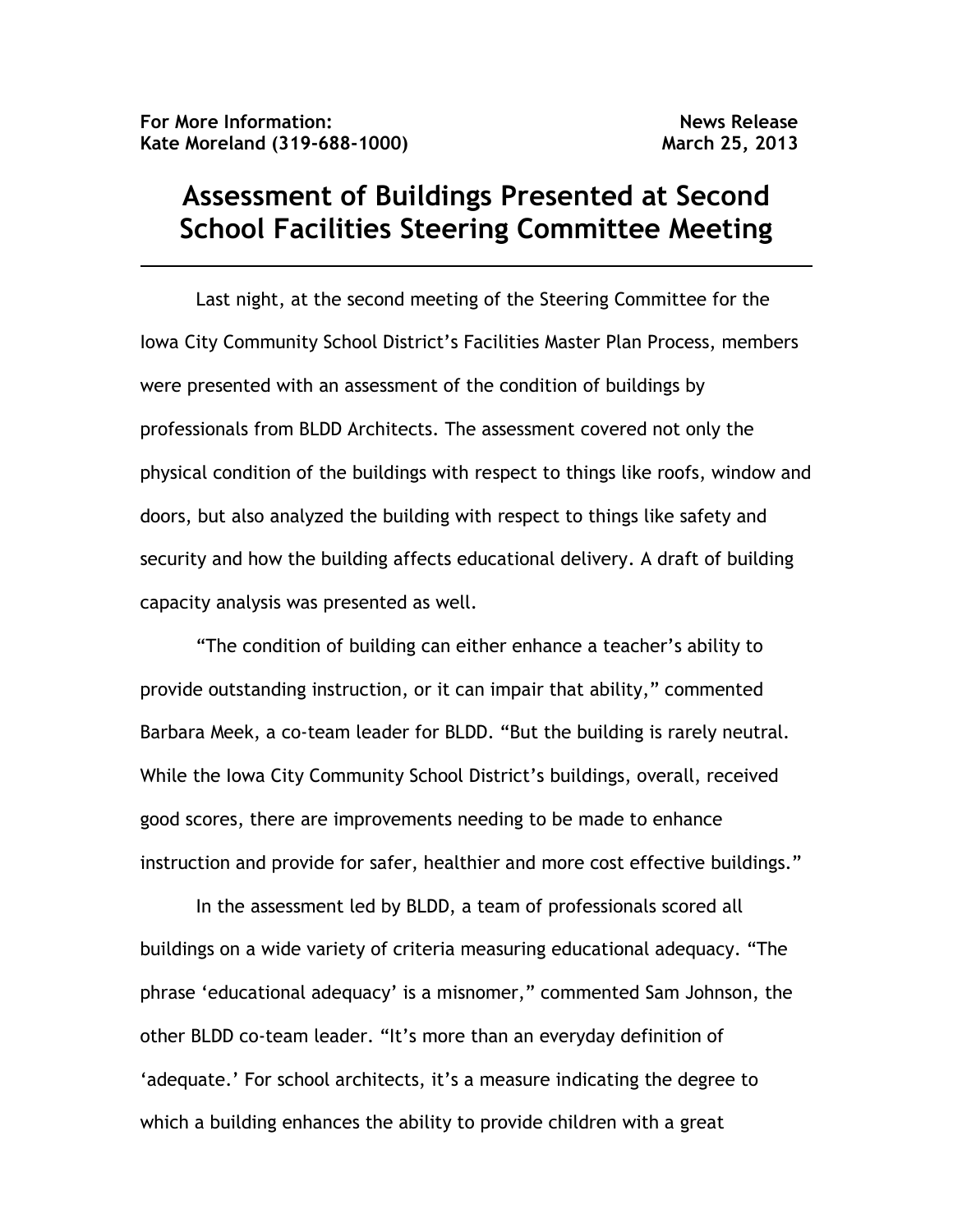**For More Information:**
**Kate Moreland (319-688-1000)**

**News Release**
**March 25, 2013**

# Assessment of Buildings Presented at Second School Facilities Steering Committee Meeting

---

Last night, at the second meeting of the Steering Committee for the Iowa City Community School District's Facilities Master Plan Process, members were presented with an assessment of the condition of buildings by professionals from BLDD Architects. The assessment covered not only the physical condition of the buildings with respect to things like roofs, window and doors, but also analyzed the building with respect to things like safety and security and how the building affects educational delivery. A draft of building capacity analysis was presented as well.

"The condition of building can either enhance a teacher's ability to provide outstanding instruction, or it can impair that ability," commented Barbara Meek, a co-team leader for BLDD. "But the building is rarely neutral. While the Iowa City Community School District's buildings, overall, received good scores, there are improvements needing to be made to enhance instruction and provide for safer, healthier and more cost effective buildings."

In the assessment led by BLDD, a team of professionals scored all buildings on a wide variety of criteria measuring educational adequacy. "The phrase 'educational adequacy' is a misnomer," commented Sam Johnson, the other BLDD co-team leader. "It's more than an everyday definition of 'adequate.' For school architects, it's a measure indicating the degree to which a building enhances the ability to provide children with a great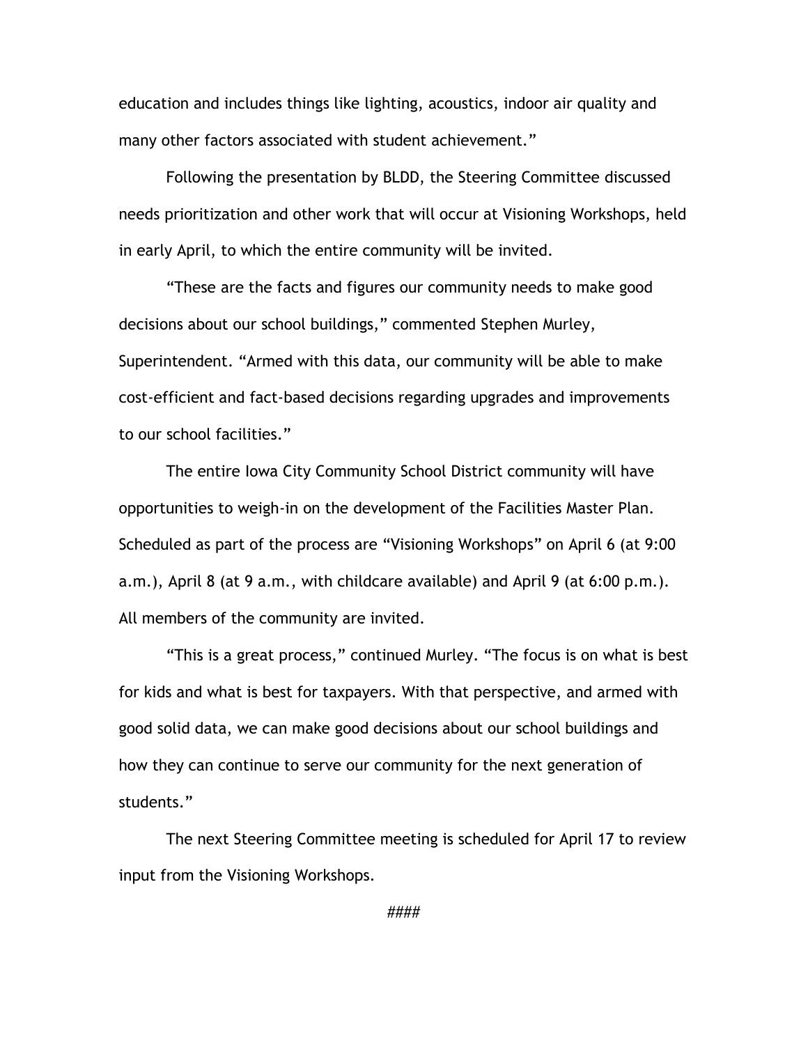education and includes things like lighting, acoustics, indoor air quality and many other factors associated with student achievement."

Following the presentation by BLDD, the Steering Committee discussed needs prioritization and other work that will occur at Visioning Workshops, held in early April, to which the entire community will be invited.

"These are the facts and figures our community needs to make good decisions about our school buildings," commented Stephen Murley, Superintendent. "Armed with this data, our community will be able to make cost-efficient and fact-based decisions regarding upgrades and improvements to our school facilities."

The entire Iowa City Community School District community will have opportunities to weigh-in on the development of the Facilities Master Plan. Scheduled as part of the process are "Visioning Workshops" on April 6 (at 9:00 a.m.), April 8 (at 9 a.m., with childcare available) and April 9 (at 6:00 p.m.). All members of the community are invited.

"This is a great process," continued Murley. "The focus is on what is best for kids and what is best for taxpayers. With that perspective, and armed with good solid data, we can make good decisions about our school buildings and how they can continue to serve our community for the next generation of students."

The next Steering Committee meeting is scheduled for April 17 to review input from the Visioning Workshops.

####